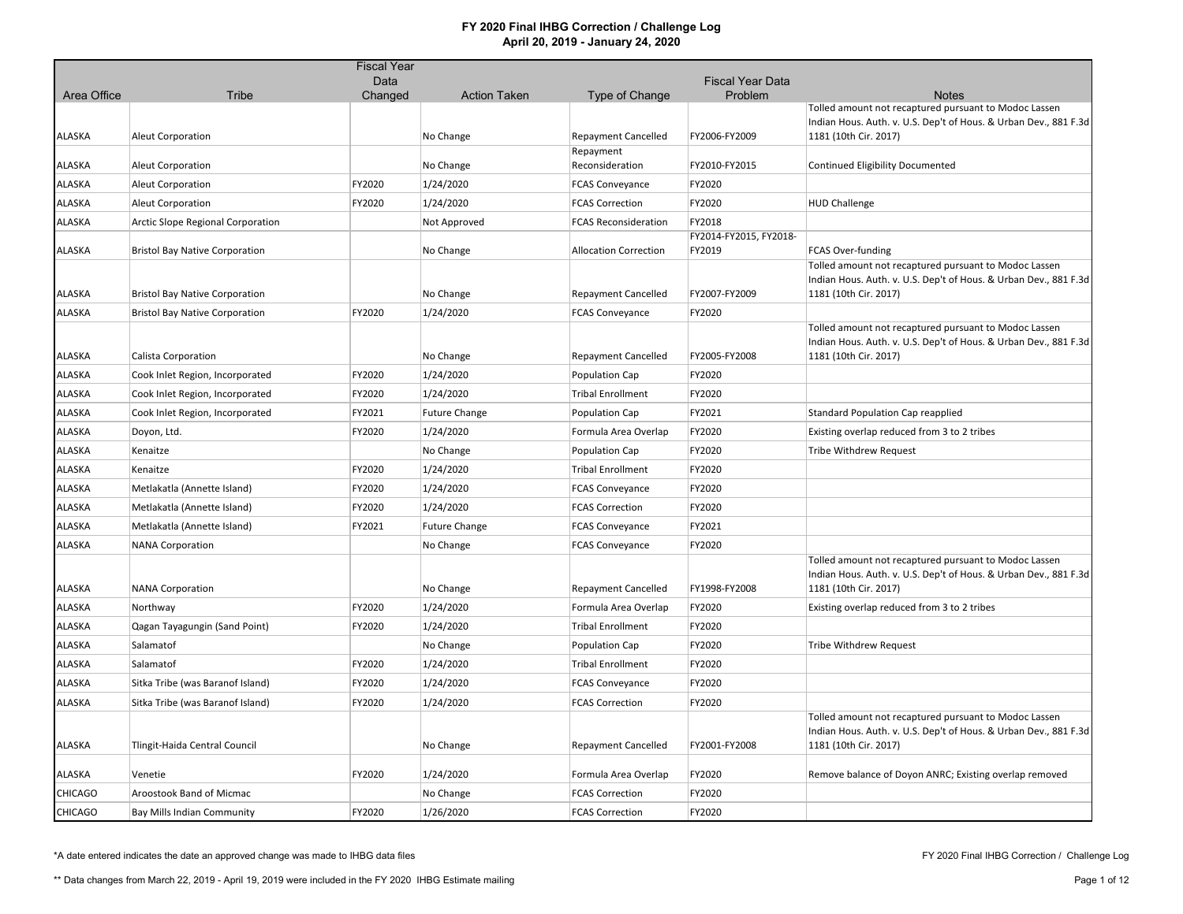# FY 2020 Final IHBG Correction / Challenge Log

## April 20, 2019 - January 24, 2020

| Area Office | Tribe | Fiscal Year Data Changed | Action Taken | Type of Change | Fiscal Year Data Problem | Notes |
|---|---|---|---|---|---|---|
| ALASKA | Aleut Corporation | | No Change | Repayment Cancelled | FY2006-FY2009 | Tolled amount not recaptured pursuant to Modoc Lassen Indian Hous. Auth. v. U.S. Dep't of Hous. & Urban Dev., 881 F.3d 1181 (10th Cir. 2017) |
| ALASKA | Aleut Corporation | | No Change | Repayment Reconsideration | FY2010-FY2015 | Continued Eligibility Documented |
| ALASKA | Aleut Corporation | FY2020 | 1/24/2020 | FCAS Conveyance | FY2020 | |
| ALASKA | Aleut Corporation | FY2020 | 1/24/2020 | FCAS Correction | FY2020 | HUD Challenge |
| ALASKA | Arctic Slope Regional Corporation | | Not Approved | FCAS Reconsideration | FY2018 | |
| ALASKA | Bristol Bay Native Corporation | | No Change | Allocation Correction | FY2014-FY2015, FY2018-FY2019 | FCAS Over-funding |
| ALASKA | Bristol Bay Native Corporation | | No Change | Repayment Cancelled | FY2007-FY2009 | Tolled amount not recaptured pursuant to Modoc Lassen Indian Hous. Auth. v. U.S. Dep't of Hous. & Urban Dev., 881 F.3d 1181 (10th Cir. 2017) |
| ALASKA | Bristol Bay Native Corporation | FY2020 | 1/24/2020 | FCAS Conveyance | FY2020 | |
| ALASKA | Calista Corporation | | No Change | Repayment Cancelled | FY2005-FY2008 | Tolled amount not recaptured pursuant to Modoc Lassen Indian Hous. Auth. v. U.S. Dep't of Hous. & Urban Dev., 881 F.3d 1181 (10th Cir. 2017) |
| ALASKA | Cook Inlet Region, Incorporated | FY2020 | 1/24/2020 | Population Cap | FY2020 | |
| ALASKA | Cook Inlet Region, Incorporated | FY2020 | 1/24/2020 | Tribal Enrollment | FY2020 | |
| ALASKA | Cook Inlet Region, Incorporated | FY2021 | Future Change | Population Cap | FY2021 | Standard Population Cap reapplied |
| ALASKA | Doyon, Ltd. | FY2020 | 1/24/2020 | Formula Area Overlap | FY2020 | Existing overlap reduced from 3 to 2 tribes |
| ALASKA | Kenaitze | | No Change | Population Cap | FY2020 | Tribe Withdrew Request |
| ALASKA | Kenaitze | FY2020 | 1/24/2020 | Tribal Enrollment | FY2020 | |
| ALASKA | Metlakatla (Annette Island) | FY2020 | 1/24/2020 | FCAS Conveyance | FY2020 | |
| ALASKA | Metlakatla (Annette Island) | FY2020 | 1/24/2020 | FCAS Correction | FY2020 | |
| ALASKA | Metlakatla (Annette Island) | FY2021 | Future Change | FCAS Conveyance | FY2021 | |
| ALASKA | NANA Corporation | | No Change | FCAS Conveyance | FY2020 | |
| ALASKA | NANA Corporation | | No Change | Repayment Cancelled | FY1998-FY2008 | Tolled amount not recaptured pursuant to Modoc Lassen Indian Hous. Auth. v. U.S. Dep't of Hous. & Urban Dev., 881 F.3d 1181 (10th Cir. 2017) |
| ALASKA | Northway | FY2020 | 1/24/2020 | Formula Area Overlap | FY2020 | Existing overlap reduced from 3 to 2 tribes |
| ALASKA | Qagan Tayagungin (Sand Point) | FY2020 | 1/24/2020 | Tribal Enrollment | FY2020 | |
| ALASKA | Salamatof | | No Change | Population Cap | FY2020 | Tribe Withdrew Request |
| ALASKA | Salamatof | FY2020 | 1/24/2020 | Tribal Enrollment | FY2020 | |
| ALASKA | Sitka Tribe (was Baranof Island) | FY2020 | 1/24/2020 | FCAS Conveyance | FY2020 | |
| ALASKA | Sitka Tribe (was Baranof Island) | FY2020 | 1/24/2020 | FCAS Correction | FY2020 | |
| ALASKA | Tlingit-Haida Central Council | | No Change | Repayment Cancelled | FY2001-FY2008 | Tolled amount not recaptured pursuant to Modoc Lassen Indian Hous. Auth. v. U.S. Dep't of Hous. & Urban Dev., 881 F.3d 1181 (10th Cir. 2017) |
| ALASKA | Venetie | FY2020 | 1/24/2020 | Formula Area Overlap | FY2020 | Remove balance of Doyon ANRC; Existing overlap removed |
| CHICAGO | Aroostook Band of Micmac | | No Change | FCAS Correction | FY2020 | |
| CHICAGO | Bay Mills Indian Community | FY2020 | 1/26/2020 | FCAS Correction | FY2020 | |

*A date entered indicates the date an approved change was made to IHBG data files

** Data changes from March 22, 2019 - April 19, 2019 were included in the FY 2020 IHBG Estimate mailing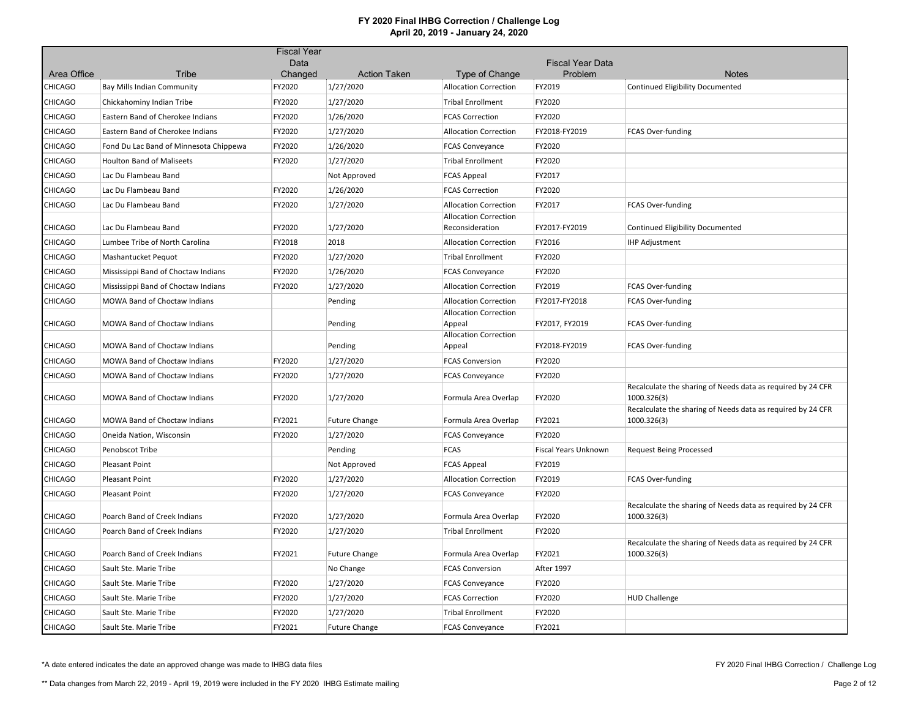# FY 2020 Final IHBG Correction / Challenge Log

**April 20, 2019 - January 24, 2020**

| Area Office | Tribe | Fiscal Year Data Changed | Action Taken | Type of Change | Fiscal Year Data Problem | Notes |
|---|---|---|---|---|---|---|
| CHICAGO | Bay Mills Indian Community | FY2020 | 1/27/2020 | Allocation Correction | FY2019 | Continued Eligibility Documented |
| CHICAGO | Chickahominy Indian Tribe | FY2020 | 1/27/2020 | Tribal Enrollment | FY2020 | |
| CHICAGO | Eastern Band of Cherokee Indians | FY2020 | 1/26/2020 | FCAS Correction | FY2020 | |
| CHICAGO | Eastern Band of Cherokee Indians | FY2020 | 1/27/2020 | Allocation Correction | FY2018-FY2019 | FCAS Over-funding |
| CHICAGO | Fond Du Lac Band of Minnesota Chippewa | FY2020 | 1/26/2020 | FCAS Conveyance | FY2020 | |
| CHICAGO | Houlton Band of Maliseets | FY2020 | 1/27/2020 | Tribal Enrollment | FY2020 | |
| CHICAGO | Lac Du Flambeau Band | | Not Approved | FCAS Appeal | FY2017 | |
| CHICAGO | Lac Du Flambeau Band | FY2020 | 1/26/2020 | FCAS Correction | FY2020 | |
| CHICAGO | Lac Du Flambeau Band | FY2020 | 1/27/2020 | Allocation Correction | FY2017 | FCAS Over-funding |
| CHICAGO | Lac Du Flambeau Band | FY2020 | 1/27/2020 | Allocation Correction Reconsideration | FY2017-FY2019 | Continued Eligibility Documented |
| CHICAGO | Lumbee Tribe of North Carolina | FY2018 | 2018 | Allocation Correction | FY2016 | IHP Adjustment |
| CHICAGO | Mashantucket Pequot | FY2020 | 1/27/2020 | Tribal Enrollment | FY2020 | |
| CHICAGO | Mississippi Band of Choctaw Indians | FY2020 | 1/26/2020 | FCAS Conveyance | FY2020 | |
| CHICAGO | Mississippi Band of Choctaw Indians | FY2020 | 1/27/2020 | Allocation Correction | FY2019 | FCAS Over-funding |
| CHICAGO | MOWA Band of Choctaw Indians | | Pending | Allocation Correction | FY2017-FY2018 | FCAS Over-funding |
| CHICAGO | MOWA Band of Choctaw Indians | | Pending | Allocation Correction Appeal | FY2017, FY2019 | FCAS Over-funding |
| CHICAGO | MOWA Band of Choctaw Indians | | Pending | Allocation Correction Appeal | FY2018-FY2019 | FCAS Over-funding |
| CHICAGO | MOWA Band of Choctaw Indians | FY2020 | 1/27/2020 | FCAS Conversion | FY2020 | |
| CHICAGO | MOWA Band of Choctaw Indians | FY2020 | 1/27/2020 | FCAS Conveyance | FY2020 | |
| CHICAGO | MOWA Band of Choctaw Indians | FY2020 | 1/27/2020 | Formula Area Overlap | FY2020 | Recalculate the sharing of Needs data as required by 24 CFR 1000.326(3) |
| CHICAGO | MOWA Band of Choctaw Indians | FY2021 | Future Change | Formula Area Overlap | FY2021 | Recalculate the sharing of Needs data as required by 24 CFR 1000.326(3) |
| CHICAGO | Oneida Nation, Wisconsin | FY2020 | 1/27/2020 | FCAS Conveyance | FY2020 | |
| CHICAGO | Penobscot Tribe | | Pending | FCAS | Fiscal Years Unknown | Request Being Processed |
| CHICAGO | Pleasant Point | | Not Approved | FCAS Appeal | FY2019 | |
| CHICAGO | Pleasant Point | FY2020 | 1/27/2020 | Allocation Correction | FY2019 | FCAS Over-funding |
| CHICAGO | Pleasant Point | FY2020 | 1/27/2020 | FCAS Conveyance | FY2020 | |
| CHICAGO | Poarch Band of Creek Indians | FY2020 | 1/27/2020 | Formula Area Overlap | FY2020 | Recalculate the sharing of Needs data as required by 24 CFR 1000.326(3) |
| CHICAGO | Poarch Band of Creek Indians | FY2020 | 1/27/2020 | Tribal Enrollment | FY2020 | |
| CHICAGO | Poarch Band of Creek Indians | FY2021 | Future Change | Formula Area Overlap | FY2021 | Recalculate the sharing of Needs data as required by 24 CFR 1000.326(3) |
| CHICAGO | Sault Ste. Marie Tribe | | No Change | FCAS Conversion | After 1997 | |
| CHICAGO | Sault Ste. Marie Tribe | FY2020 | 1/27/2020 | FCAS Conveyance | FY2020 | |
| CHICAGO | Sault Ste. Marie Tribe | FY2020 | 1/27/2020 | FCAS Correction | FY2020 | HUD Challenge |
| CHICAGO | Sault Ste. Marie Tribe | FY2020 | 1/27/2020 | Tribal Enrollment | FY2020 | |
| CHICAGO | Sault Ste. Marie Tribe | FY2021 | Future Change | FCAS Conveyance | FY2021 | |

\*A date entered indicates the date an approved change was made to IHBG data files

\*\* Data changes from March 22, 2019 - April 19, 2019 were included in the FY 2020 IHBG Estimate mailing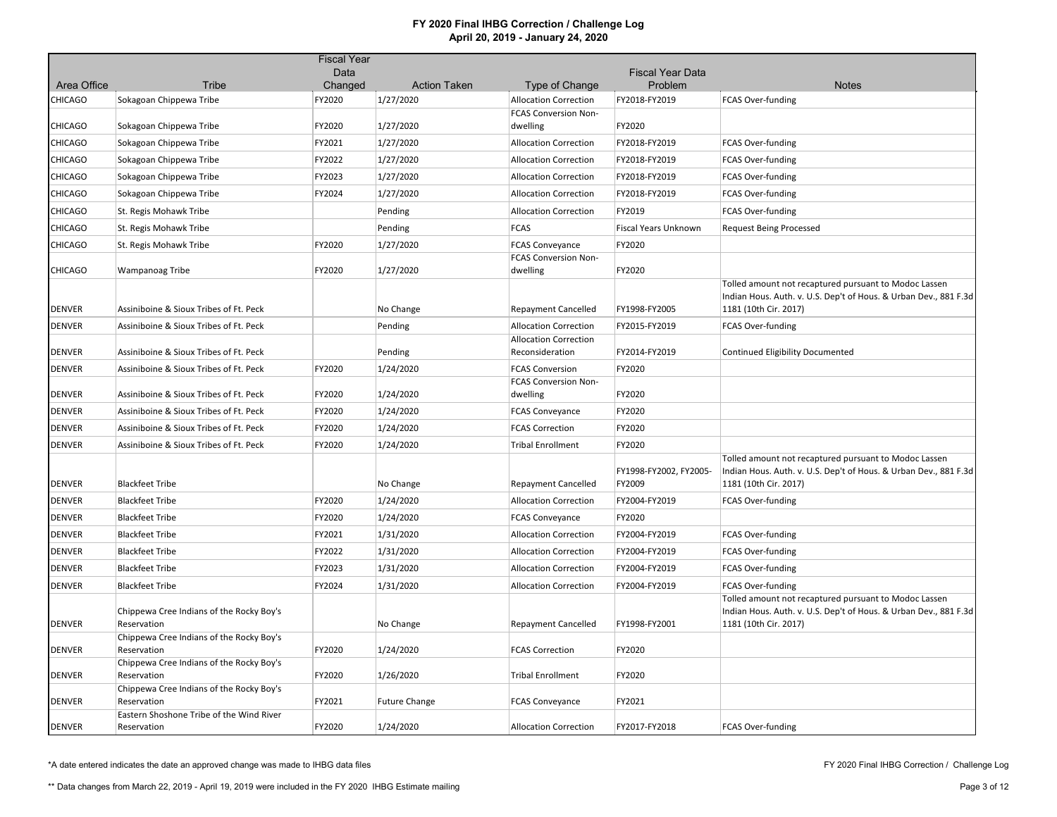**FY 2020 Final IHBG Correction / Challenge Log**
**April 20, 2019 - January 24, 2020**

| Area Office | Tribe | Fiscal Year Data Changed | Action Taken | Type of Change | Fiscal Year Data Problem | Notes |
|---|---|---|---|---|---|---|
| CHICAGO | Sokagoan Chippewa Tribe | FY2020 | 1/27/2020 | Allocation Correction | FY2018-FY2019 | FCAS Over-funding |
| CHICAGO | Sokagoan Chippewa Tribe | FY2020 | 1/27/2020 | FCAS Conversion Non-dwelling | FY2020 | |
| CHICAGO | Sokagoan Chippewa Tribe | FY2021 | 1/27/2020 | Allocation Correction | FY2018-FY2019 | FCAS Over-funding |
| CHICAGO | Sokagoan Chippewa Tribe | FY2022 | 1/27/2020 | Allocation Correction | FY2018-FY2019 | FCAS Over-funding |
| CHICAGO | Sokagoan Chippewa Tribe | FY2023 | 1/27/2020 | Allocation Correction | FY2018-FY2019 | FCAS Over-funding |
| CHICAGO | Sokagoan Chippewa Tribe | FY2024 | 1/27/2020 | Allocation Correction | FY2018-FY2019 | FCAS Over-funding |
| CHICAGO | St. Regis Mohawk Tribe | | Pending | Allocation Correction | FY2019 | FCAS Over-funding |
| CHICAGO | St. Regis Mohawk Tribe | | Pending | FCAS | Fiscal Years Unknown | Request Being Processed |
| CHICAGO | St. Regis Mohawk Tribe | FY2020 | 1/27/2020 | FCAS Conveyance | FY2020 | |
| CHICAGO | Wampanoag Tribe | FY2020 | 1/27/2020 | FCAS Conversion Non-dwelling | FY2020 | |
| DENVER | Assiniboine & Sioux Tribes of Ft. Peck | | No Change | Repayment Cancelled | FY1998-FY2005 | Tolled amount not recaptured pursuant to Modoc Lassen Indian Hous. Auth. v. U.S. Dep't of Hous. & Urban Dev., 881 F.3d 1181 (10th Cir. 2017) |
| DENVER | Assiniboine & Sioux Tribes of Ft. Peck | | Pending | Allocation Correction | FY2015-FY2019 | FCAS Over-funding |
| DENVER | Assiniboine & Sioux Tribes of Ft. Peck | | Pending | Allocation Correction Reconsideration | FY2014-FY2019 | Continued Eligibility Documented |
| DENVER | Assiniboine & Sioux Tribes of Ft. Peck | FY2020 | 1/24/2020 | FCAS Conversion | FY2020 | |
| DENVER | Assiniboine & Sioux Tribes of Ft. Peck | FY2020 | 1/24/2020 | FCAS Conversion Non-dwelling | FY2020 | |
| DENVER | Assiniboine & Sioux Tribes of Ft. Peck | FY2020 | 1/24/2020 | FCAS Conveyance | FY2020 | |
| DENVER | Assiniboine & Sioux Tribes of Ft. Peck | FY2020 | 1/24/2020 | FCAS Correction | FY2020 | |
| DENVER | Assiniboine & Sioux Tribes of Ft. Peck | FY2020 | 1/24/2020 | Tribal Enrollment | FY2020 | |
| DENVER | Blackfeet Tribe | | No Change | Repayment Cancelled | FY1998-FY2002, FY2005-FY2009 | Tolled amount not recaptured pursuant to Modoc Lassen Indian Hous. Auth. v. U.S. Dep't of Hous. & Urban Dev., 881 F.3d 1181 (10th Cir. 2017) |
| DENVER | Blackfeet Tribe | FY2020 | 1/24/2020 | Allocation Correction | FY2004-FY2019 | FCAS Over-funding |
| DENVER | Blackfeet Tribe | FY2020 | 1/24/2020 | FCAS Conveyance | FY2020 | |
| DENVER | Blackfeet Tribe | FY2021 | 1/31/2020 | Allocation Correction | FY2004-FY2019 | FCAS Over-funding |
| DENVER | Blackfeet Tribe | FY2022 | 1/31/2020 | Allocation Correction | FY2004-FY2019 | FCAS Over-funding |
| DENVER | Blackfeet Tribe | FY2023 | 1/31/2020 | Allocation Correction | FY2004-FY2019 | FCAS Over-funding |
| DENVER | Blackfeet Tribe | FY2024 | 1/31/2020 | Allocation Correction | FY2004-FY2019 | FCAS Over-funding |
| DENVER | Chippewa Cree Indians of the Rocky Boy's Reservation | | No Change | Repayment Cancelled | FY1998-FY2001 | Tolled amount not recaptured pursuant to Modoc Lassen Indian Hous. Auth. v. U.S. Dep't of Hous. & Urban Dev., 881 F.3d 1181 (10th Cir. 2017) |
| DENVER | Chippewa Cree Indians of the Rocky Boy's Reservation | FY2020 | 1/24/2020 | FCAS Correction | FY2020 | |
| DENVER | Chippewa Cree Indians of the Rocky Boy's Reservation | FY2020 | 1/26/2020 | Tribal Enrollment | FY2020 | |
| DENVER | Chippewa Cree Indians of the Rocky Boy's Reservation | FY2021 | Future Change | FCAS Conveyance | FY2021 | |
| DENVER | Eastern Shoshone Tribe of the Wind River Reservation | FY2020 | 1/24/2020 | Allocation Correction | FY2017-FY2018 | FCAS Over-funding |

*A date entered indicates the date an approved change was made to IHBG data files

** Data changes from March 22, 2019 - April 19, 2019 were included in the FY 2020 IHBG Estimate mailing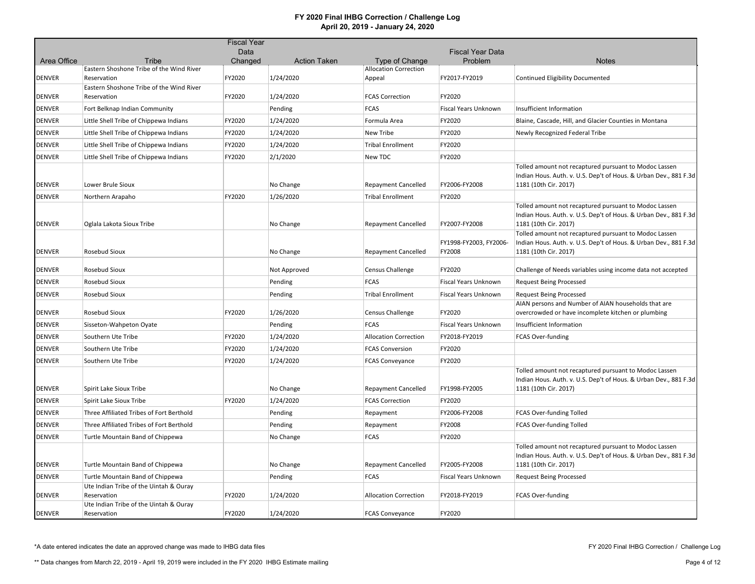# FY 2020 Final IHBG Correction / Challenge Log
## April 20, 2019 - January 24, 2020

| Area Office | Tribe | Fiscal Year Data Changed | Action Taken | Type of Change | Fiscal Year Data Problem | Notes |
|---|---|---|---|---|---|---|
| DENVER | Eastern Shoshone Tribe of the Wind River Reservation | FY2020 | 1/24/2020 | Allocation Correction Appeal | FY2017-FY2019 | Continued Eligibility Documented |
| DENVER | Eastern Shoshone Tribe of the Wind River Reservation | FY2020 | 1/24/2020 | FCAS Correction | FY2020 | |
| DENVER | Fort Belknap Indian Community | | Pending | FCAS | Fiscal Years Unknown | Insufficient Information |
| DENVER | Little Shell Tribe of Chippewa Indians | FY2020 | 1/24/2020 | Formula Area | FY2020 | Blaine, Cascade, Hill, and Glacier Counties in Montana |
| DENVER | Little Shell Tribe of Chippewa Indians | FY2020 | 1/24/2020 | New Tribe | FY2020 | Newly Recognized Federal Tribe |
| DENVER | Little Shell Tribe of Chippewa Indians | FY2020 | 1/24/2020 | Tribal Enrollment | FY2020 | |
| DENVER | Little Shell Tribe of Chippewa Indians | FY2020 | 2/1/2020 | New TDC | FY2020 | |
| DENVER | Lower Brule Sioux | | No Change | Repayment Cancelled | FY2006-FY2008 | Tolled amount not recaptured pursuant to Modoc Lassen Indian Hous. Auth. v. U.S. Dep't of Hous. & Urban Dev., 881 F.3d 1181 (10th Cir. 2017) |
| DENVER | Northern Arapaho | FY2020 | 1/26/2020 | Tribal Enrollment | FY2020 | |
| DENVER | Oglala Lakota Sioux Tribe | | No Change | Repayment Cancelled | FY2007-FY2008 | Tolled amount not recaptured pursuant to Modoc Lassen Indian Hous. Auth. v. U.S. Dep't of Hous. & Urban Dev., 881 F.3d 1181 (10th Cir. 2017) |
| DENVER | Rosebud Sioux | | No Change | Repayment Cancelled | FY1998-FY2003, FY2006-FY2008 | Tolled amount not recaptured pursuant to Modoc Lassen Indian Hous. Auth. v. U.S. Dep't of Hous. & Urban Dev., 881 F.3d 1181 (10th Cir. 2017) |
| DENVER | Rosebud Sioux | | Not Approved | Census Challenge | FY2020 | Challenge of Needs variables using income data not accepted |
| DENVER | Rosebud Sioux | | Pending | FCAS | Fiscal Years Unknown | Request Being Processed |
| DENVER | Rosebud Sioux | | Pending | Tribal Enrollment | Fiscal Years Unknown | Request Being Processed |
| DENVER | Rosebud Sioux | FY2020 | 1/26/2020 | Census Challenge | FY2020 | AIAN persons and Number of AIAN households that are overcrowded or have incomplete kitchen or plumbing |
| DENVER | Sisseton-Wahpeton Oyate | | Pending | FCAS | Fiscal Years Unknown | Insufficient Information |
| DENVER | Southern Ute Tribe | FY2020 | 1/24/2020 | Allocation Correction | FY2018-FY2019 | FCAS Over-funding |
| DENVER | Southern Ute Tribe | FY2020 | 1/24/2020 | FCAS Conversion | FY2020 | |
| DENVER | Southern Ute Tribe | FY2020 | 1/24/2020 | FCAS Conveyance | FY2020 | |
| DENVER | Spirit Lake Sioux Tribe | | No Change | Repayment Cancelled | FY1998-FY2005 | Tolled amount not recaptured pursuant to Modoc Lassen Indian Hous. Auth. v. U.S. Dep't of Hous. & Urban Dev., 881 F.3d 1181 (10th Cir. 2017) |
| DENVER | Spirit Lake Sioux Tribe | FY2020 | 1/24/2020 | FCAS Correction | FY2020 | |
| DENVER | Three Affiliated Tribes of Fort Berthold | | Pending | Repayment | FY2006-FY2008 | FCAS Over-funding Tolled |
| DENVER | Three Affiliated Tribes of Fort Berthold | | Pending | Repayment | FY2008 | FCAS Over-funding Tolled |
| DENVER | Turtle Mountain Band of Chippewa | | No Change | FCAS | FY2020 | |
| DENVER | Turtle Mountain Band of Chippewa | | No Change | Repayment Cancelled | FY2005-FY2008 | Tolled amount not recaptured pursuant to Modoc Lassen Indian Hous. Auth. v. U.S. Dep't of Hous. & Urban Dev., 881 F.3d 1181 (10th Cir. 2017) |
| DENVER | Turtle Mountain Band of Chippewa | | Pending | FCAS | Fiscal Years Unknown | Request Being Processed |
| DENVER | Ute Indian Tribe of the Uintah & Ouray Reservation | FY2020 | 1/24/2020 | Allocation Correction | FY2018-FY2019 | FCAS Over-funding |
| DENVER | Ute Indian Tribe of the Uintah & Ouray Reservation | FY2020 | 1/24/2020 | FCAS Conveyance | FY2020 | |

*A date entered indicates the date an approved change was made to IHBG data files

** Data changes from March 22, 2019 - April 19, 2019 were included in the FY 2020 IHBG Estimate mailing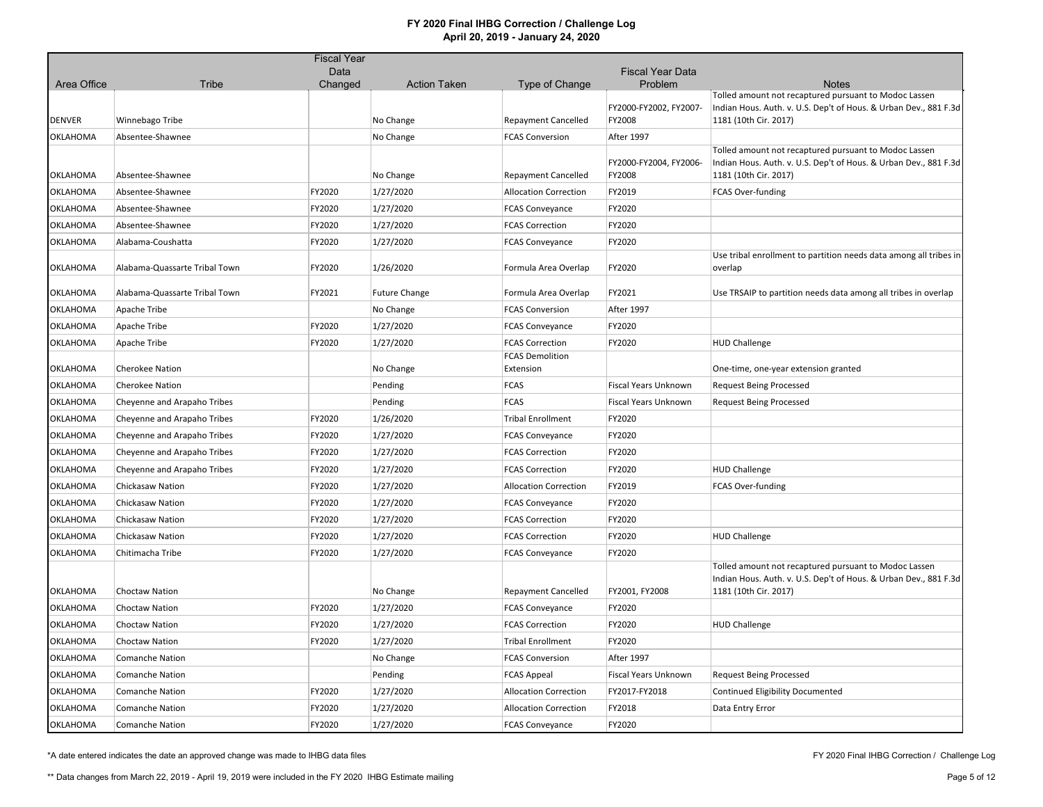# FY 2020 Final IHBG Correction / Challenge Log
## April 20, 2019 - January 24, 2020

| Area Office | Tribe | Fiscal Year Data Changed | Action Taken | Type of Change | Fiscal Year Data Problem | Notes |
|---|---|---|---|---|---|---|
| DENVER | Winnebago Tribe | | No Change | Repayment Cancelled | FY2000-FY2002, FY2007-FY2008 | Tolled amount not recaptured pursuant to Modoc Lassen Indian Hous. Auth. v. U.S. Dep't of Hous. & Urban Dev., 881 F.3d 1181 (10th Cir. 2017) |
| OKLAHOMA | Absentee-Shawnee | | No Change | FCAS Conversion | After 1997 | |
| OKLAHOMA | Absentee-Shawnee | | No Change | Repayment Cancelled | FY2000-FY2004, FY2006-FY2008 | Tolled amount not recaptured pursuant to Modoc Lassen Indian Hous. Auth. v. U.S. Dep't of Hous. & Urban Dev., 881 F.3d 1181 (10th Cir. 2017) |
| OKLAHOMA | Absentee-Shawnee | FY2020 | 1/27/2020 | Allocation Correction | FY2019 | FCAS Over-funding |
| OKLAHOMA | Absentee-Shawnee | FY2020 | 1/27/2020 | FCAS Conveyance | FY2020 | |
| OKLAHOMA | Absentee-Shawnee | FY2020 | 1/27/2020 | FCAS Correction | FY2020 | |
| OKLAHOMA | Alabama-Coushatta | FY2020 | 1/27/2020 | FCAS Conveyance | FY2020 | |
| OKLAHOMA | Alabama-Quassarte Tribal Town | FY2020 | 1/26/2020 | Formula Area Overlap | FY2020 | Use tribal enrollment to partition needs data among all tribes in overlap |
| OKLAHOMA | Alabama-Quassarte Tribal Town | FY2021 | Future Change | Formula Area Overlap | FY2021 | Use TRSAIP to partition needs data among all tribes in overlap |
| OKLAHOMA | Apache Tribe | | No Change | FCAS Conversion | After 1997 | |
| OKLAHOMA | Apache Tribe | FY2020 | 1/27/2020 | FCAS Conveyance | FY2020 | |
| OKLAHOMA | Apache Tribe | FY2020 | 1/27/2020 | FCAS Correction | FY2020 | HUD Challenge |
| OKLAHOMA | Cherokee Nation | | No Change | FCAS Demolition Extension | | One-time, one-year extension granted |
| OKLAHOMA | Cherokee Nation | | Pending | FCAS | Fiscal Years Unknown | Request Being Processed |
| OKLAHOMA | Cheyenne and Arapaho Tribes | | Pending | FCAS | Fiscal Years Unknown | Request Being Processed |
| OKLAHOMA | Cheyenne and Arapaho Tribes | FY2020 | 1/26/2020 | Tribal Enrollment | FY2020 | |
| OKLAHOMA | Cheyenne and Arapaho Tribes | FY2020 | 1/27/2020 | FCAS Conveyance | FY2020 | |
| OKLAHOMA | Cheyenne and Arapaho Tribes | FY2020 | 1/27/2020 | FCAS Correction | FY2020 | |
| OKLAHOMA | Cheyenne and Arapaho Tribes | FY2020 | 1/27/2020 | FCAS Correction | FY2020 | HUD Challenge |
| OKLAHOMA | Chickasaw Nation | FY2020 | 1/27/2020 | Allocation Correction | FY2019 | FCAS Over-funding |
| OKLAHOMA | Chickasaw Nation | FY2020 | 1/27/2020 | FCAS Conveyance | FY2020 | |
| OKLAHOMA | Chickasaw Nation | FY2020 | 1/27/2020 | FCAS Correction | FY2020 | |
| OKLAHOMA | Chickasaw Nation | FY2020 | 1/27/2020 | FCAS Correction | FY2020 | HUD Challenge |
| OKLAHOMA | Chitimacha Tribe | FY2020 | 1/27/2020 | FCAS Conveyance | FY2020 | |
| OKLAHOMA | Choctaw Nation | | No Change | Repayment Cancelled | FY2001, FY2008 | Tolled amount not recaptured pursuant to Modoc Lassen Indian Hous. Auth. v. U.S. Dep't of Hous. & Urban Dev., 881 F.3d 1181 (10th Cir. 2017) |
| OKLAHOMA | Choctaw Nation | FY2020 | 1/27/2020 | FCAS Conveyance | FY2020 | |
| OKLAHOMA | Choctaw Nation | FY2020 | 1/27/2020 | FCAS Correction | FY2020 | HUD Challenge |
| OKLAHOMA | Choctaw Nation | FY2020 | 1/27/2020 | Tribal Enrollment | FY2020 | |
| OKLAHOMA | Comanche Nation | | No Change | FCAS Conversion | After 1997 | |
| OKLAHOMA | Comanche Nation | | Pending | FCAS Appeal | Fiscal Years Unknown | Request Being Processed |
| OKLAHOMA | Comanche Nation | FY2020 | 1/27/2020 | Allocation Correction | FY2017-FY2018 | Continued Eligibility Documented |
| OKLAHOMA | Comanche Nation | FY2020 | 1/27/2020 | Allocation Correction | FY2018 | Data Entry Error |
| OKLAHOMA | Comanche Nation | FY2020 | 1/27/2020 | FCAS Conveyance | FY2020 | |

\*A date entered indicates the date an approved change was made to IHBG data files

\*\* Data changes from March 22, 2019 - April 19, 2019 were included in the FY 2020 IHBG Estimate mailing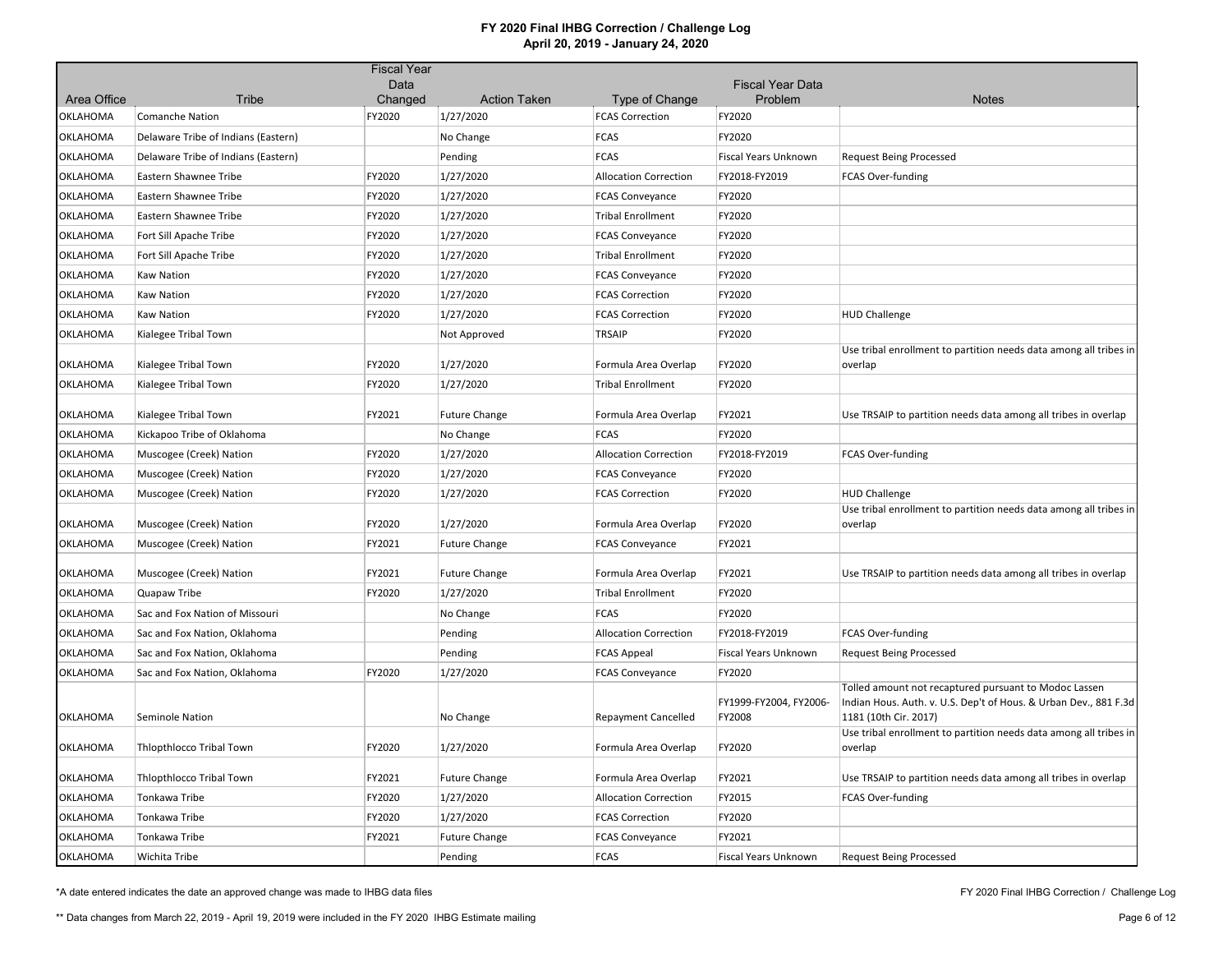# FY 2020 Final IHBG Correction / Challenge Log
## April 20, 2019 - January 24, 2020

| Area Office | Tribe | Fiscal Year Data Changed | Action Taken | Type of Change | Fiscal Year Data Problem | Notes |
|---|---|---|---|---|---|---|
| OKLAHOMA | Comanche Nation | FY2020 | 1/27/2020 | FCAS Correction | FY2020 | |
| OKLAHOMA | Delaware Tribe of Indians (Eastern) | | No Change | FCAS | FY2020 | |
| OKLAHOMA | Delaware Tribe of Indians (Eastern) | | Pending | FCAS | Fiscal Years Unknown | Request Being Processed |
| OKLAHOMA | Eastern Shawnee Tribe | FY2020 | 1/27/2020 | Allocation Correction | FY2018-FY2019 | FCAS Over-funding |
| OKLAHOMA | Eastern Shawnee Tribe | FY2020 | 1/27/2020 | FCAS Conveyance | FY2020 | |
| OKLAHOMA | Eastern Shawnee Tribe | FY2020 | 1/27/2020 | Tribal Enrollment | FY2020 | |
| OKLAHOMA | Fort Sill Apache Tribe | FY2020 | 1/27/2020 | FCAS Conveyance | FY2020 | |
| OKLAHOMA | Fort Sill Apache Tribe | FY2020 | 1/27/2020 | Tribal Enrollment | FY2020 | |
| OKLAHOMA | Kaw Nation | FY2020 | 1/27/2020 | FCAS Conveyance | FY2020 | |
| OKLAHOMA | Kaw Nation | FY2020 | 1/27/2020 | FCAS Correction | FY2020 | |
| OKLAHOMA | Kaw Nation | FY2020 | 1/27/2020 | FCAS Correction | FY2020 | HUD Challenge |
| OKLAHOMA | Kialegee Tribal Town | | Not Approved | TRSAIP | FY2020 | |
| OKLAHOMA | Kialegee Tribal Town | FY2020 | 1/27/2020 | Formula Area Overlap | FY2020 | Use tribal enrollment to partition needs data among all tribes in overlap |
| OKLAHOMA | Kialegee Tribal Town | FY2020 | 1/27/2020 | Tribal Enrollment | FY2020 | |
| OKLAHOMA | Kialegee Tribal Town | FY2021 | Future Change | Formula Area Overlap | FY2021 | Use TRSAIP to partition needs data among all tribes in overlap |
| OKLAHOMA | Kickapoo Tribe of Oklahoma | | No Change | FCAS | FY2020 | |
| OKLAHOMA | Muscogee (Creek) Nation | FY2020 | 1/27/2020 | Allocation Correction | FY2018-FY2019 | FCAS Over-funding |
| OKLAHOMA | Muscogee (Creek) Nation | FY2020 | 1/27/2020 | FCAS Conveyance | FY2020 | |
| OKLAHOMA | Muscogee (Creek) Nation | FY2020 | 1/27/2020 | FCAS Correction | FY2020 | HUD Challenge |
| OKLAHOMA | Muscogee (Creek) Nation | FY2020 | 1/27/2020 | Formula Area Overlap | FY2020 | Use tribal enrollment to partition needs data among all tribes in overlap |
| OKLAHOMA | Muscogee (Creek) Nation | FY2021 | Future Change | FCAS Conveyance | FY2021 | |
| OKLAHOMA | Muscogee (Creek) Nation | FY2021 | Future Change | Formula Area Overlap | FY2021 | Use TRSAIP to partition needs data among all tribes in overlap |
| OKLAHOMA | Quapaw Tribe | FY2020 | 1/27/2020 | Tribal Enrollment | FY2020 | |
| OKLAHOMA | Sac and Fox Nation of Missouri | | No Change | FCAS | FY2020 | |
| OKLAHOMA | Sac and Fox Nation, Oklahoma | | Pending | Allocation Correction | FY2018-FY2019 | FCAS Over-funding |
| OKLAHOMA | Sac and Fox Nation, Oklahoma | | Pending | FCAS Appeal | Fiscal Years Unknown | Request Being Processed |
| OKLAHOMA | Sac and Fox Nation, Oklahoma | FY2020 | 1/27/2020 | FCAS Conveyance | FY2020 | |
| OKLAHOMA | Seminole Nation | | No Change | Repayment Cancelled | FY1999-FY2004, FY2006-FY2008 | Tolled amount not recaptured pursuant to Modoc Lassen Indian Hous. Auth. v. U.S. Dep't of Hous. & Urban Dev., 881 F.3d 1181 (10th Cir. 2017) |
| OKLAHOMA | Thlopthlocco Tribal Town | FY2020 | 1/27/2020 | Formula Area Overlap | FY2020 | Use tribal enrollment to partition needs data among all tribes in overlap |
| OKLAHOMA | Thlopthlocco Tribal Town | FY2021 | Future Change | Formula Area Overlap | FY2021 | Use TRSAIP to partition needs data among all tribes in overlap |
| OKLAHOMA | Tonkawa Tribe | FY2020 | 1/27/2020 | Allocation Correction | FY2015 | FCAS Over-funding |
| OKLAHOMA | Tonkawa Tribe | FY2020 | 1/27/2020 | FCAS Correction | FY2020 | |
| OKLAHOMA | Tonkawa Tribe | FY2021 | Future Change | FCAS Conveyance | FY2021 | |
| OKLAHOMA | Wichita Tribe | | Pending | FCAS | Fiscal Years Unknown | Request Being Processed |

*A date entered indicates the date an approved change was made to IHBG data files

** Data changes from March 22, 2019 - April 19, 2019 were included in the FY 2020 IHBG Estimate mailing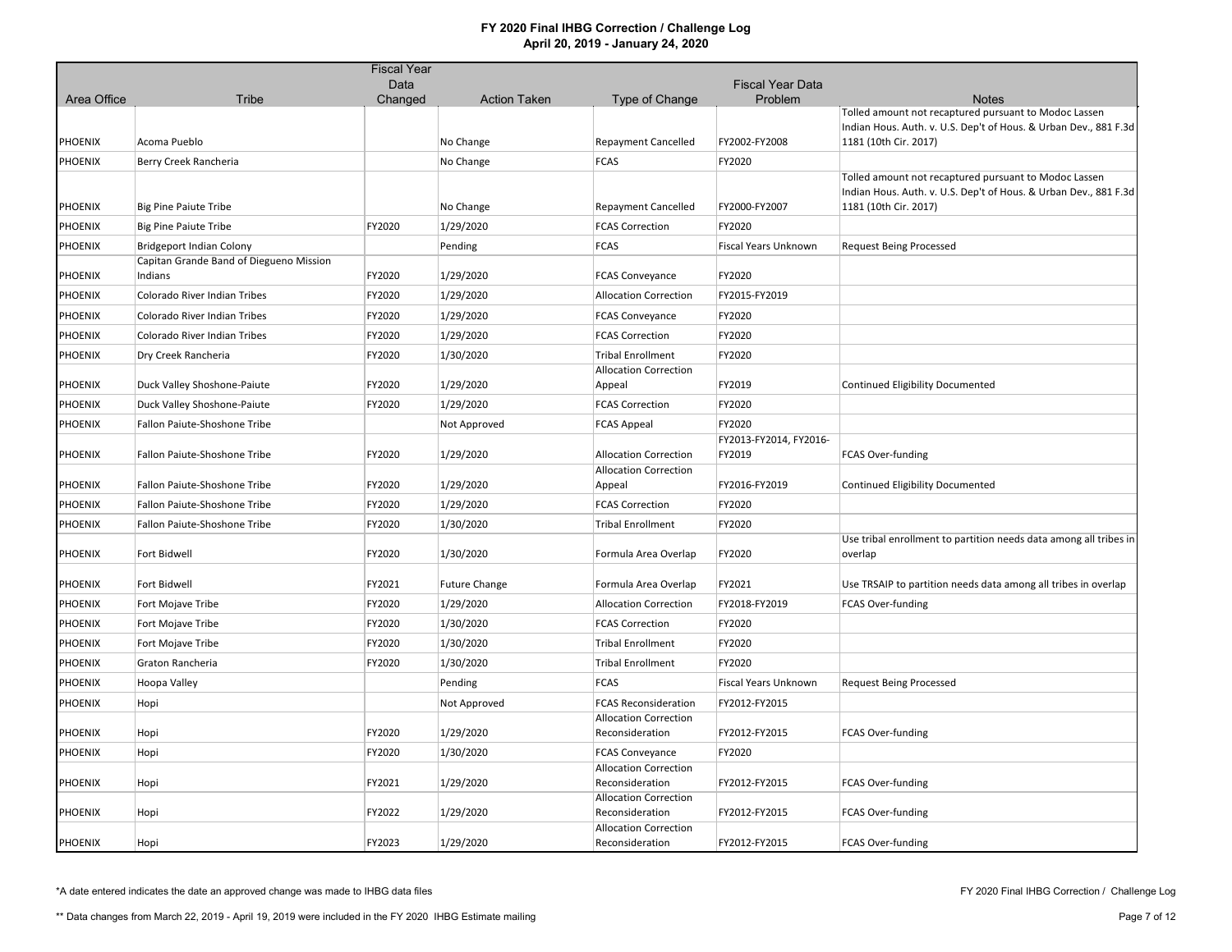# FY 2020 Final IHBG Correction / Challenge Log
## April 20, 2019 - January 24, 2020

| Area Office | Tribe | Fiscal Year Data Changed | Action Taken | Type of Change | Fiscal Year Data Problem | Notes |
|---|---|---|---|---|---|---|
| PHOENIX | Acoma Pueblo | | No Change | Repayment Cancelled | FY2002-FY2008 | Tolled amount not recaptured pursuant to Modoc Lassen Indian Hous. Auth. v. U.S. Dep't of Hous. & Urban Dev., 881 F.3d 1181 (10th Cir. 2017) |
| PHOENIX | Berry Creek Rancheria | | No Change | FCAS | FY2020 | |
| PHOENIX | Big Pine Paiute Tribe | | No Change | Repayment Cancelled | FY2000-FY2007 | Tolled amount not recaptured pursuant to Modoc Lassen Indian Hous. Auth. v. U.S. Dep't of Hous. & Urban Dev., 881 F.3d 1181 (10th Cir. 2017) |
| PHOENIX | Big Pine Paiute Tribe | FY2020 | 1/29/2020 | FCAS Correction | FY2020 | |
| PHOENIX | Bridgeport Indian Colony | | Pending | FCAS | Fiscal Years Unknown | Request Being Processed |
| PHOENIX | Capitan Grande Band of Diegueno Mission Indians | FY2020 | 1/29/2020 | FCAS Conveyance | FY2020 | |
| PHOENIX | Colorado River Indian Tribes | FY2020 | 1/29/2020 | Allocation Correction | FY2015-FY2019 | |
| PHOENIX | Colorado River Indian Tribes | FY2020 | 1/29/2020 | FCAS Conveyance | FY2020 | |
| PHOENIX | Colorado River Indian Tribes | FY2020 | 1/29/2020 | FCAS Correction | FY2020 | |
| PHOENIX | Dry Creek Rancheria | FY2020 | 1/30/2020 | Tribal Enrollment | FY2020 | |
| PHOENIX | Duck Valley Shoshone-Paiute | FY2020 | 1/29/2020 | Allocation Correction Appeal | FY2019 | Continued Eligibility Documented |
| PHOENIX | Duck Valley Shoshone-Paiute | FY2020 | 1/29/2020 | FCAS Correction | FY2020 | |
| PHOENIX | Fallon Paiute-Shoshone Tribe | | Not Approved | FCAS Appeal | FY2020 | |
| PHOENIX | Fallon Paiute-Shoshone Tribe | FY2020 | 1/29/2020 | Allocation Correction | FY2013-FY2014, FY2016-FY2019 | FCAS Over-funding |
| PHOENIX | Fallon Paiute-Shoshone Tribe | FY2020 | 1/29/2020 | Allocation Correction Appeal | FY2016-FY2019 | Continued Eligibility Documented |
| PHOENIX | Fallon Paiute-Shoshone Tribe | FY2020 | 1/29/2020 | FCAS Correction | FY2020 | |
| PHOENIX | Fallon Paiute-Shoshone Tribe | FY2020 | 1/30/2020 | Tribal Enrollment | FY2020 | |
| PHOENIX | Fort Bidwell | FY2020 | 1/30/2020 | Formula Area Overlap | FY2020 | Use tribal enrollment to partition needs data among all tribes in overlap |
| PHOENIX | Fort Bidwell | FY2021 | Future Change | Formula Area Overlap | FY2021 | Use TRSAIP to partition needs data among all tribes in overlap |
| PHOENIX | Fort Mojave Tribe | FY2020 | 1/29/2020 | Allocation Correction | FY2018-FY2019 | FCAS Over-funding |
| PHOENIX | Fort Mojave Tribe | FY2020 | 1/30/2020 | FCAS Correction | FY2020 | |
| PHOENIX | Fort Mojave Tribe | FY2020 | 1/30/2020 | Tribal Enrollment | FY2020 | |
| PHOENIX | Graton Rancheria | FY2020 | 1/30/2020 | Tribal Enrollment | FY2020 | |
| PHOENIX | Hoopa Valley | | Pending | FCAS | Fiscal Years Unknown | Request Being Processed |
| PHOENIX | Hopi | | Not Approved | FCAS Reconsideration | FY2012-FY2015 | |
| PHOENIX | Hopi | FY2020 | 1/29/2020 | Allocation Correction Reconsideration | FY2012-FY2015 | FCAS Over-funding |
| PHOENIX | Hopi | FY2020 | 1/30/2020 | FCAS Conveyance | FY2020 | |
| PHOENIX | Hopi | FY2021 | 1/29/2020 | Allocation Correction Reconsideration | FY2012-FY2015 | FCAS Over-funding |
| PHOENIX | Hopi | FY2022 | 1/29/2020 | Allocation Correction Reconsideration | FY2012-FY2015 | FCAS Over-funding |
| PHOENIX | Hopi | FY2023 | 1/29/2020 | Allocation Correction Reconsideration | FY2012-FY2015 | FCAS Over-funding |

*A date entered indicates the date an approved change was made to IHBG data files

** Data changes from March 22, 2019 - April 19, 2019 were included in the FY 2020 IHBG Estimate mailing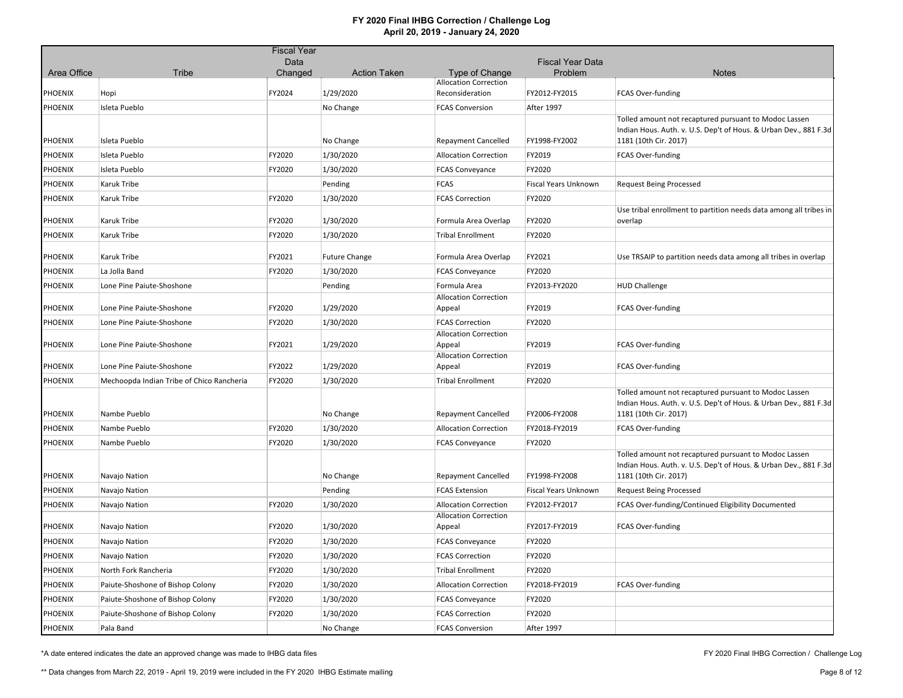# FY 2020 Final IHBG Correction / Challenge Log

## April 20, 2019 - January 24, 2020

| Area Office | Tribe | Fiscal Year Data Changed | Action Taken | Type of Change | Fiscal Year Data Problem | Notes |
|---|---|---|---|---|---|---|
| PHOENIX | Hopi | FY2024 | 1/29/2020 | Allocation Correction Reconsideration | FY2012-FY2015 | FCAS Over-funding |
| PHOENIX | Isleta Pueblo | | No Change | FCAS Conversion | After 1997 | |
| PHOENIX | Isleta Pueblo | | No Change | Repayment Cancelled | FY1998-FY2002 | Tolled amount not recaptured pursuant to Modoc Lassen Indian Hous. Auth. v. U.S. Dep't of Hous. & Urban Dev., 881 F.3d 1181 (10th Cir. 2017) |
| PHOENIX | Isleta Pueblo | FY2020 | 1/30/2020 | Allocation Correction | FY2019 | FCAS Over-funding |
| PHOENIX | Isleta Pueblo | FY2020 | 1/30/2020 | FCAS Conveyance | FY2020 | |
| PHOENIX | Karuk Tribe | | Pending | FCAS | Fiscal Years Unknown | Request Being Processed |
| PHOENIX | Karuk Tribe | FY2020 | 1/30/2020 | FCAS Correction | FY2020 | |
| PHOENIX | Karuk Tribe | FY2020 | 1/30/2020 | Formula Area Overlap | FY2020 | Use tribal enrollment to partition needs data among all tribes in overlap |
| PHOENIX | Karuk Tribe | FY2020 | 1/30/2020 | Tribal Enrollment | FY2020 | |
| PHOENIX | Karuk Tribe | FY2021 | Future Change | Formula Area Overlap | FY2021 | Use TRSAIP to partition needs data among all tribes in overlap |
| PHOENIX | La Jolla Band | FY2020 | 1/30/2020 | FCAS Conveyance | FY2020 | |
| PHOENIX | Lone Pine Paiute-Shoshone | | Pending | Formula Area | FY2013-FY2020 | HUD Challenge |
| PHOENIX | Lone Pine Paiute-Shoshone | FY2020 | 1/29/2020 | Allocation Correction Appeal | FY2019 | FCAS Over-funding |
| PHOENIX | Lone Pine Paiute-Shoshone | FY2020 | 1/30/2020 | FCAS Correction | FY2020 | |
| PHOENIX | Lone Pine Paiute-Shoshone | FY2021 | 1/29/2020 | Allocation Correction Appeal | FY2019 | FCAS Over-funding |
| PHOENIX | Lone Pine Paiute-Shoshone | FY2022 | 1/29/2020 | Allocation Correction Appeal | FY2019 | FCAS Over-funding |
| PHOENIX | Mechoopda Indian Tribe of Chico Rancheria | FY2020 | 1/30/2020 | Tribal Enrollment | FY2020 | |
| PHOENIX | Nambe Pueblo | | No Change | Repayment Cancelled | FY2006-FY2008 | Tolled amount not recaptured pursuant to Modoc Lassen Indian Hous. Auth. v. U.S. Dep't of Hous. & Urban Dev., 881 F.3d 1181 (10th Cir. 2017) |
| PHOENIX | Nambe Pueblo | FY2020 | 1/30/2020 | Allocation Correction | FY2018-FY2019 | FCAS Over-funding |
| PHOENIX | Nambe Pueblo | FY2020 | 1/30/2020 | FCAS Conveyance | FY2020 | |
| PHOENIX | Navajo Nation | | No Change | Repayment Cancelled | FY1998-FY2008 | Tolled amount not recaptured pursuant to Modoc Lassen Indian Hous. Auth. v. U.S. Dep't of Hous. & Urban Dev., 881 F.3d 1181 (10th Cir. 2017) |
| PHOENIX | Navajo Nation | | Pending | FCAS Extension | Fiscal Years Unknown | Request Being Processed |
| PHOENIX | Navajo Nation | FY2020 | 1/30/2020 | Allocation Correction | FY2012-FY2017 | FCAS Over-funding/Continued Eligibility Documented |
| PHOENIX | Navajo Nation | FY2020 | 1/30/2020 | Allocation Correction Appeal | FY2017-FY2019 | FCAS Over-funding |
| PHOENIX | Navajo Nation | FY2020 | 1/30/2020 | FCAS Conveyance | FY2020 | |
| PHOENIX | Navajo Nation | FY2020 | 1/30/2020 | FCAS Correction | FY2020 | |
| PHOENIX | North Fork Rancheria | FY2020 | 1/30/2020 | Tribal Enrollment | FY2020 | |
| PHOENIX | Paiute-Shoshone of Bishop Colony | FY2020 | 1/30/2020 | Allocation Correction | FY2018-FY2019 | FCAS Over-funding |
| PHOENIX | Paiute-Shoshone of Bishop Colony | FY2020 | 1/30/2020 | FCAS Conveyance | FY2020 | |
| PHOENIX | Paiute-Shoshone of Bishop Colony | FY2020 | 1/30/2020 | FCAS Correction | FY2020 | |
| PHOENIX | Pala Band | | No Change | FCAS Conversion | After 1997 | |

*A date entered indicates the date an approved change was made to IHBG data files

** Data changes from March 22, 2019 - April 19, 2019 were included in the FY 2020 IHBG Estimate mailing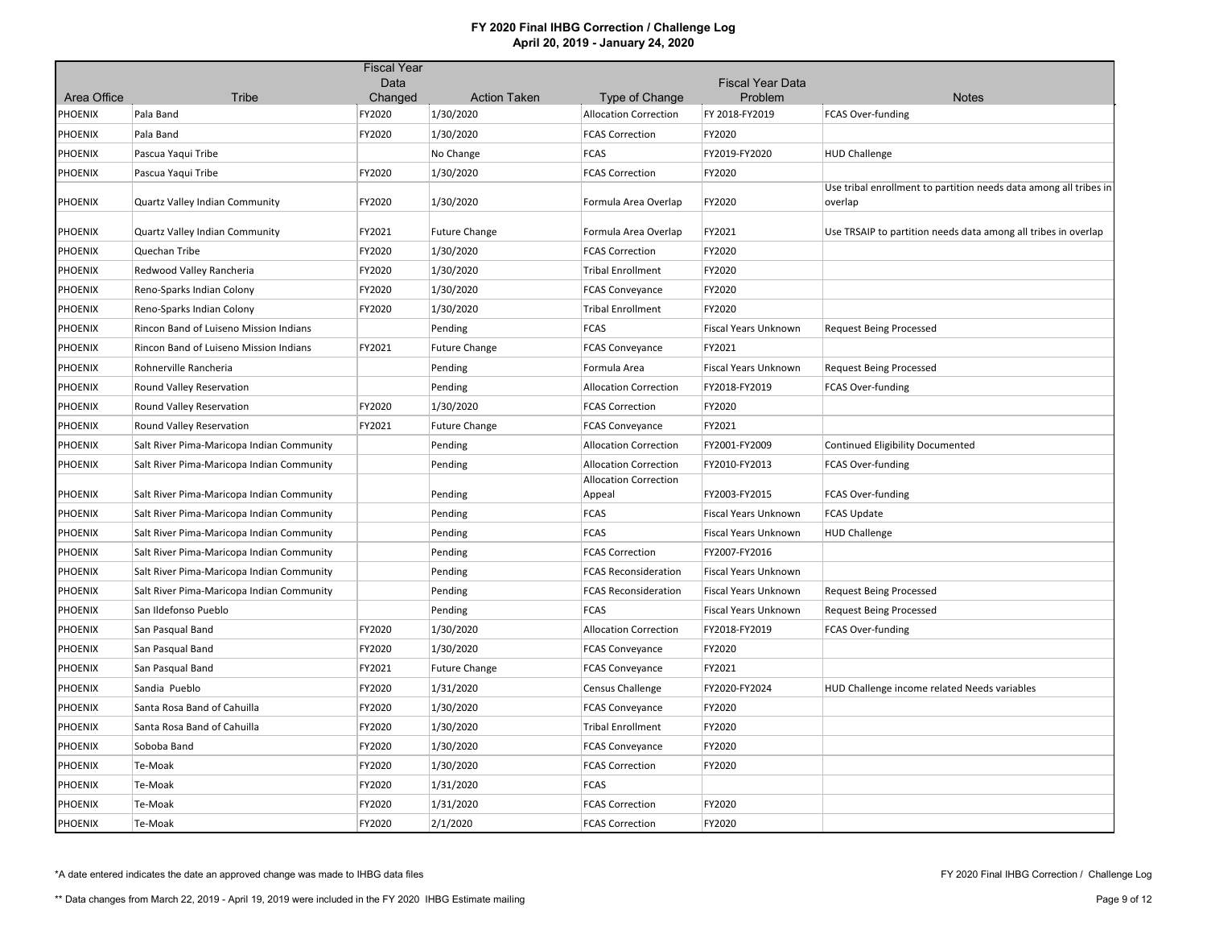# FY 2020 Final IHBG Correction / Challenge Log
## April 20, 2019 - January 24, 2020

| Area Office | Tribe | Fiscal Year Data Changed | Action Taken | Type of Change | Fiscal Year Data Problem | Notes |
|---|---|---|---|---|---|---|
| PHOENIX | Pala Band | FY2020 | 1/30/2020 | Allocation Correction | FY 2018-FY2019 | FCAS Over-funding |
| PHOENIX | Pala Band | FY2020 | 1/30/2020 | FCAS Correction | FY2020 | |
| PHOENIX | Pascua Yaqui Tribe | | No Change | FCAS | FY2019-FY2020 | HUD Challenge |
| PHOENIX | Pascua Yaqui Tribe | FY2020 | 1/30/2020 | FCAS Correction | FY2020 | |
| PHOENIX | Quartz Valley Indian Community | FY2020 | 1/30/2020 | Formula Area Overlap | FY2020 | Use tribal enrollment to partition needs data among all tribes in overlap |
| PHOENIX | Quartz Valley Indian Community | FY2021 | Future Change | Formula Area Overlap | FY2021 | Use TRSAIP to partition needs data among all tribes in overlap |
| PHOENIX | Quechan Tribe | FY2020 | 1/30/2020 | FCAS Correction | FY2020 | |
| PHOENIX | Redwood Valley Rancheria | FY2020 | 1/30/2020 | Tribal Enrollment | FY2020 | |
| PHOENIX | Reno-Sparks Indian Colony | FY2020 | 1/30/2020 | FCAS Conveyance | FY2020 | |
| PHOENIX | Reno-Sparks Indian Colony | FY2020 | 1/30/2020 | Tribal Enrollment | FY2020 | |
| PHOENIX | Rincon Band of Luiseno Mission Indians | | Pending | FCAS | Fiscal Years Unknown | Request Being Processed |
| PHOENIX | Rincon Band of Luiseno Mission Indians | FY2021 | Future Change | FCAS Conveyance | FY2021 | |
| PHOENIX | Rohnerville Rancheria | | Pending | Formula Area | Fiscal Years Unknown | Request Being Processed |
| PHOENIX | Round Valley Reservation | | Pending | Allocation Correction | FY2018-FY2019 | FCAS Over-funding |
| PHOENIX | Round Valley Reservation | FY2020 | 1/30/2020 | FCAS Correction | FY2020 | |
| PHOENIX | Round Valley Reservation | FY2021 | Future Change | FCAS Conveyance | FY2021 | |
| PHOENIX | Salt River Pima-Maricopa Indian Community | | Pending | Allocation Correction | FY2001-FY2009 | Continued Eligibility Documented |
| PHOENIX | Salt River Pima-Maricopa Indian Community | | Pending | Allocation Correction | FY2010-FY2013 | FCAS Over-funding |
| PHOENIX | Salt River Pima-Maricopa Indian Community | | Pending | Allocation Correction Appeal | FY2003-FY2015 | FCAS Over-funding |
| PHOENIX | Salt River Pima-Maricopa Indian Community | | Pending | FCAS | Fiscal Years Unknown | FCAS Update |
| PHOENIX | Salt River Pima-Maricopa Indian Community | | Pending | FCAS | Fiscal Years Unknown | HUD Challenge |
| PHOENIX | Salt River Pima-Maricopa Indian Community | | Pending | FCAS Correction | FY2007-FY2016 | |
| PHOENIX | Salt River Pima-Maricopa Indian Community | | Pending | FCAS Reconsideration | Fiscal Years Unknown | |
| PHOENIX | Salt River Pima-Maricopa Indian Community | | Pending | FCAS Reconsideration | Fiscal Years Unknown | Request Being Processed |
| PHOENIX | San Ildefonso Pueblo | | Pending | FCAS | Fiscal Years Unknown | Request Being Processed |
| PHOENIX | San Pasqual Band | FY2020 | 1/30/2020 | Allocation Correction | FY2018-FY2019 | FCAS Over-funding |
| PHOENIX | San Pasqual Band | FY2020 | 1/30/2020 | FCAS Conveyance | FY2020 | |
| PHOENIX | San Pasqual Band | FY2021 | Future Change | FCAS Conveyance | FY2021 | |
| PHOENIX | Sandia Pueblo | FY2020 | 1/31/2020 | Census Challenge | FY2020-FY2024 | HUD Challenge income related Needs variables |
| PHOENIX | Santa Rosa Band of Cahuilla | FY2020 | 1/30/2020 | FCAS Conveyance | FY2020 | |
| PHOENIX | Santa Rosa Band of Cahuilla | FY2020 | 1/30/2020 | Tribal Enrollment | FY2020 | |
| PHOENIX | Soboba Band | FY2020 | 1/30/2020 | FCAS Conveyance | FY2020 | |
| PHOENIX | Te-Moak | FY2020 | 1/30/2020 | FCAS Correction | FY2020 | |
| PHOENIX | Te-Moak | FY2020 | 1/31/2020 | FCAS | | |
| PHOENIX | Te-Moak | FY2020 | 1/31/2020 | FCAS Correction | FY2020 | |
| PHOENIX | Te-Moak | FY2020 | 2/1/2020 | FCAS Correction | FY2020 | |

*A date entered indicates the date an approved change was made to IHBG data files

** Data changes from March 22, 2019 - April 19, 2019 were included in the FY 2020 IHBG Estimate mailing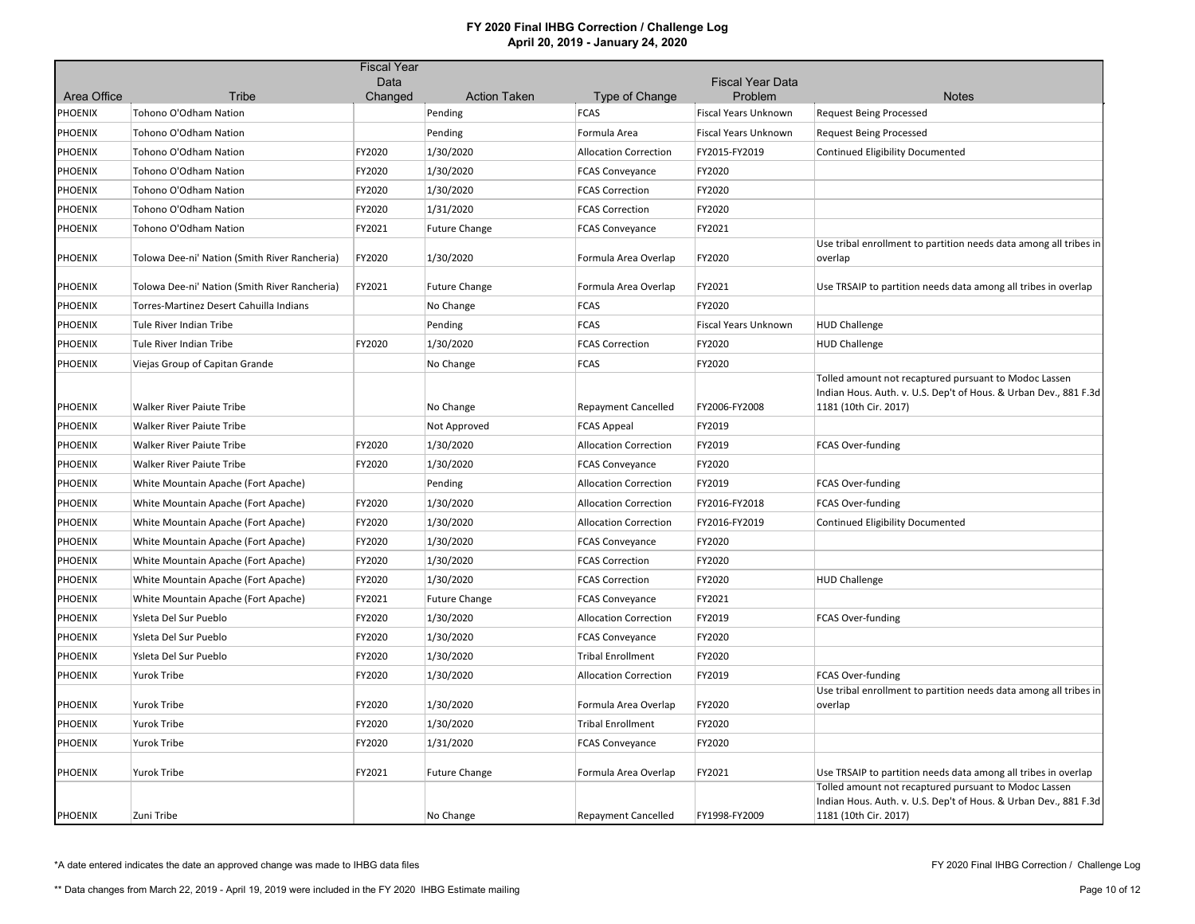# FY 2020 Final IHBG Correction / Challenge Log
## April 20, 2019 - January 24, 2020

| Area Office | Tribe | Fiscal Year Data Changed | Action Taken | Type of Change | Fiscal Year Data Problem | Notes |
|---|---|---|---|---|---|---|
| PHOENIX | Tohono O'Odham Nation | | Pending | FCAS | Fiscal Years Unknown | Request Being Processed |
| PHOENIX | Tohono O'Odham Nation | | Pending | Formula Area | Fiscal Years Unknown | Request Being Processed |
| PHOENIX | Tohono O'Odham Nation | FY2020 | 1/30/2020 | Allocation Correction | FY2015-FY2019 | Continued Eligibility Documented |
| PHOENIX | Tohono O'Odham Nation | FY2020 | 1/30/2020 | FCAS Conveyance | FY2020 | |
| PHOENIX | Tohono O'Odham Nation | FY2020 | 1/30/2020 | FCAS Correction | FY2020 | |
| PHOENIX | Tohono O'Odham Nation | FY2020 | 1/31/2020 | FCAS Correction | FY2020 | |
| PHOENIX | Tohono O'Odham Nation | FY2021 | Future Change | FCAS Conveyance | FY2021 | |
| PHOENIX | Tolowa Dee-ni' Nation (Smith River Rancheria) | FY2020 | 1/30/2020 | Formula Area Overlap | FY2020 | Use tribal enrollment to partition needs data among all tribes in overlap |
| PHOENIX | Tolowa Dee-ni' Nation (Smith River Rancheria) | FY2021 | Future Change | Formula Area Overlap | FY2021 | Use TRSAIP to partition needs data among all tribes in overlap |
| PHOENIX | Torres-Martinez Desert Cahuilla Indians | | No Change | FCAS | FY2020 | |
| PHOENIX | Tule River Indian Tribe | | Pending | FCAS | Fiscal Years Unknown | HUD Challenge |
| PHOENIX | Tule River Indian Tribe | FY2020 | 1/30/2020 | FCAS Correction | FY2020 | HUD Challenge |
| PHOENIX | Viejas Group of Capitan Grande | | No Change | FCAS | FY2020 | |
| PHOENIX | Walker River Paiute Tribe | | No Change | Repayment Cancelled | FY2006-FY2008 | Tolled amount not recaptured pursuant to Modoc Lassen Indian Hous. Auth. v. U.S. Dep't of Hous. & Urban Dev., 881 F.3d 1181 (10th Cir. 2017) |
| PHOENIX | Walker River Paiute Tribe | | Not Approved | FCAS Appeal | FY2019 | |
| PHOENIX | Walker River Paiute Tribe | FY2020 | 1/30/2020 | Allocation Correction | FY2019 | FCAS Over-funding |
| PHOENIX | Walker River Paiute Tribe | FY2020 | 1/30/2020 | FCAS Conveyance | FY2020 | |
| PHOENIX | White Mountain Apache (Fort Apache) | | Pending | Allocation Correction | FY2019 | FCAS Over-funding |
| PHOENIX | White Mountain Apache (Fort Apache) | FY2020 | 1/30/2020 | Allocation Correction | FY2016-FY2018 | FCAS Over-funding |
| PHOENIX | White Mountain Apache (Fort Apache) | FY2020 | 1/30/2020 | Allocation Correction | FY2016-FY2019 | Continued Eligibility Documented |
| PHOENIX | White Mountain Apache (Fort Apache) | FY2020 | 1/30/2020 | FCAS Conveyance | FY2020 | |
| PHOENIX | White Mountain Apache (Fort Apache) | FY2020 | 1/30/2020 | FCAS Correction | FY2020 | |
| PHOENIX | White Mountain Apache (Fort Apache) | FY2020 | 1/30/2020 | FCAS Correction | FY2020 | HUD Challenge |
| PHOENIX | White Mountain Apache (Fort Apache) | FY2021 | Future Change | FCAS Conveyance | FY2021 | |
| PHOENIX | Ysleta Del Sur Pueblo | FY2020 | 1/30/2020 | Allocation Correction | FY2019 | FCAS Over-funding |
| PHOENIX | Ysleta Del Sur Pueblo | FY2020 | 1/30/2020 | FCAS Conveyance | FY2020 | |
| PHOENIX | Ysleta Del Sur Pueblo | FY2020 | 1/30/2020 | Tribal Enrollment | FY2020 | |
| PHOENIX | Yurok Tribe | FY2020 | 1/30/2020 | Allocation Correction | FY2019 | FCAS Over-funding |
| PHOENIX | Yurok Tribe | FY2020 | 1/30/2020 | Formula Area Overlap | FY2020 | Use tribal enrollment to partition needs data among all tribes in overlap |
| PHOENIX | Yurok Tribe | FY2020 | 1/30/2020 | Tribal Enrollment | FY2020 | |
| PHOENIX | Yurok Tribe | FY2020 | 1/31/2020 | FCAS Conveyance | FY2020 | |
| PHOENIX | Yurok Tribe | FY2021 | Future Change | Formula Area Overlap | FY2021 | Use TRSAIP to partition needs data among all tribes in overlap |
| PHOENIX | Zuni Tribe | | No Change | Repayment Cancelled | FY1998-FY2009 | Tolled amount not recaptured pursuant to Modoc Lassen Indian Hous. Auth. v. U.S. Dep't of Hous. & Urban Dev., 881 F.3d 1181 (10th Cir. 2017) |

*A date entered indicates the date an approved change was made to IHBG data files

** Data changes from March 22, 2019 - April 19, 2019 were included in the FY 2020 IHBG Estimate mailing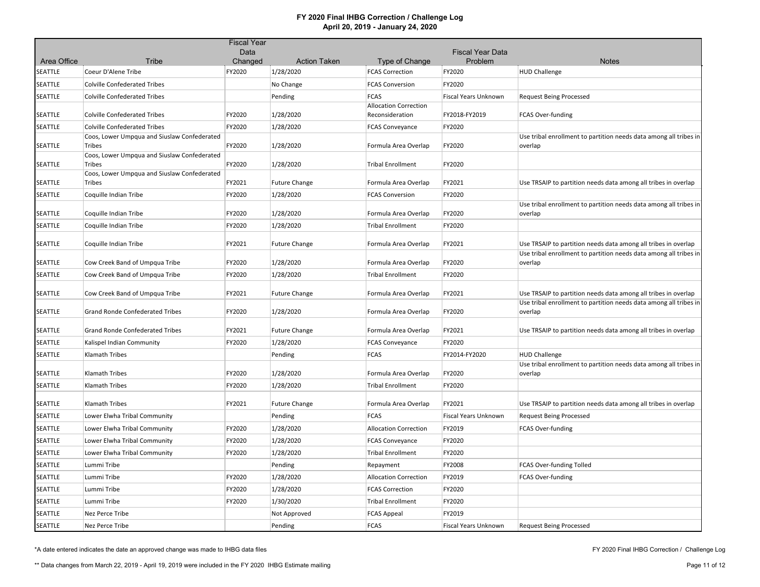# FY 2020 Final IHBG Correction / Challenge Log

**April 20, 2019 - January 24, 2020**

| Area Office | Tribe | Fiscal Year Data Changed | Action Taken | Type of Change | Fiscal Year Data Problem | Notes |
|---|---|---|---|---|---|---|
| SEATTLE | Coeur D'Alene Tribe | FY2020 | 1/28/2020 | FCAS Correction | FY2020 | HUD Challenge |
| SEATTLE | Colville Confederated Tribes | | No Change | FCAS Conversion | FY2020 | |
| SEATTLE | Colville Confederated Tribes | | Pending | FCAS | Fiscal Years Unknown | Request Being Processed |
| SEATTLE | Colville Confederated Tribes | FY2020 | 1/28/2020 | Allocation Correction Reconsideration | FY2018-FY2019 | FCAS Over-funding |
| SEATTLE | Colville Confederated Tribes | FY2020 | 1/28/2020 | FCAS Conveyance | FY2020 | |
| SEATTLE | Coos, Lower Umpqua and Siuslaw Confederated Tribes | FY2020 | 1/28/2020 | Formula Area Overlap | FY2020 | Use tribal enrollment to partition needs data among all tribes in overlap |
| SEATTLE | Coos, Lower Umpqua and Siuslaw Confederated Tribes | FY2020 | 1/28/2020 | Tribal Enrollment | FY2020 | |
| SEATTLE | Coos, Lower Umpqua and Siuslaw Confederated Tribes | FY2021 | Future Change | Formula Area Overlap | FY2021 | Use TRSAIP to partition needs data among all tribes in overlap |
| SEATTLE | Coquille Indian Tribe | FY2020 | 1/28/2020 | FCAS Conversion | FY2020 | |
| SEATTLE | Coquille Indian Tribe | FY2020 | 1/28/2020 | Formula Area Overlap | FY2020 | Use tribal enrollment to partition needs data among all tribes in overlap |
| SEATTLE | Coquille Indian Tribe | FY2020 | 1/28/2020 | Tribal Enrollment | FY2020 | |
| SEATTLE | Coquille Indian Tribe | FY2021 | Future Change | Formula Area Overlap | FY2021 | Use TRSAIP to partition needs data among all tribes in overlap |
| SEATTLE | Cow Creek Band of Umpqua Tribe | FY2020 | 1/28/2020 | Formula Area Overlap | FY2020 | Use tribal enrollment to partition needs data among all tribes in overlap |
| SEATTLE | Cow Creek Band of Umpqua Tribe | FY2020 | 1/28/2020 | Tribal Enrollment | FY2020 | |
| SEATTLE | Cow Creek Band of Umpqua Tribe | FY2021 | Future Change | Formula Area Overlap | FY2021 | Use TRSAIP to partition needs data among all tribes in overlap |
| SEATTLE | Grand Ronde Confederated Tribes | FY2020 | 1/28/2020 | Formula Area Overlap | FY2020 | Use tribal enrollment to partition needs data among all tribes in overlap |
| SEATTLE | Grand Ronde Confederated Tribes | FY2021 | Future Change | Formula Area Overlap | FY2021 | Use TRSAIP to partition needs data among all tribes in overlap |
| SEATTLE | Kalispel Indian Community | FY2020 | 1/28/2020 | FCAS Conveyance | FY2020 | |
| SEATTLE | Klamath Tribes | | Pending | FCAS | FY2014-FY2020 | HUD Challenge |
| SEATTLE | Klamath Tribes | FY2020 | 1/28/2020 | Formula Area Overlap | FY2020 | Use tribal enrollment to partition needs data among all tribes in overlap |
| SEATTLE | Klamath Tribes | FY2020 | 1/28/2020 | Tribal Enrollment | FY2020 | |
| SEATTLE | Klamath Tribes | FY2021 | Future Change | Formula Area Overlap | FY2021 | Use TRSAIP to partition needs data among all tribes in overlap |
| SEATTLE | Lower Elwha Tribal Community | | Pending | FCAS | Fiscal Years Unknown | Request Being Processed |
| SEATTLE | Lower Elwha Tribal Community | FY2020 | 1/28/2020 | Allocation Correction | FY2019 | FCAS Over-funding |
| SEATTLE | Lower Elwha Tribal Community | FY2020 | 1/28/2020 | FCAS Conveyance | FY2020 | |
| SEATTLE | Lower Elwha Tribal Community | FY2020 | 1/28/2020 | Tribal Enrollment | FY2020 | |
| SEATTLE | Lummi Tribe | | Pending | Repayment | FY2008 | FCAS Over-funding Tolled |
| SEATTLE | Lummi Tribe | FY2020 | 1/28/2020 | Allocation Correction | FY2019 | FCAS Over-funding |
| SEATTLE | Lummi Tribe | FY2020 | 1/28/2020 | FCAS Correction | FY2020 | |
| SEATTLE | Lummi Tribe | FY2020 | 1/30/2020 | Tribal Enrollment | FY2020 | |
| SEATTLE | Nez Perce Tribe | | Not Approved | FCAS Appeal | FY2019 | |
| SEATTLE | Nez Perce Tribe | | Pending | FCAS | Fiscal Years Unknown | Request Being Processed |

*A date entered indicates the date an approved change was made to IHBG data files

** Data changes from March 22, 2019 - April 19, 2019 were included in the FY 2020 IHBG Estimate mailing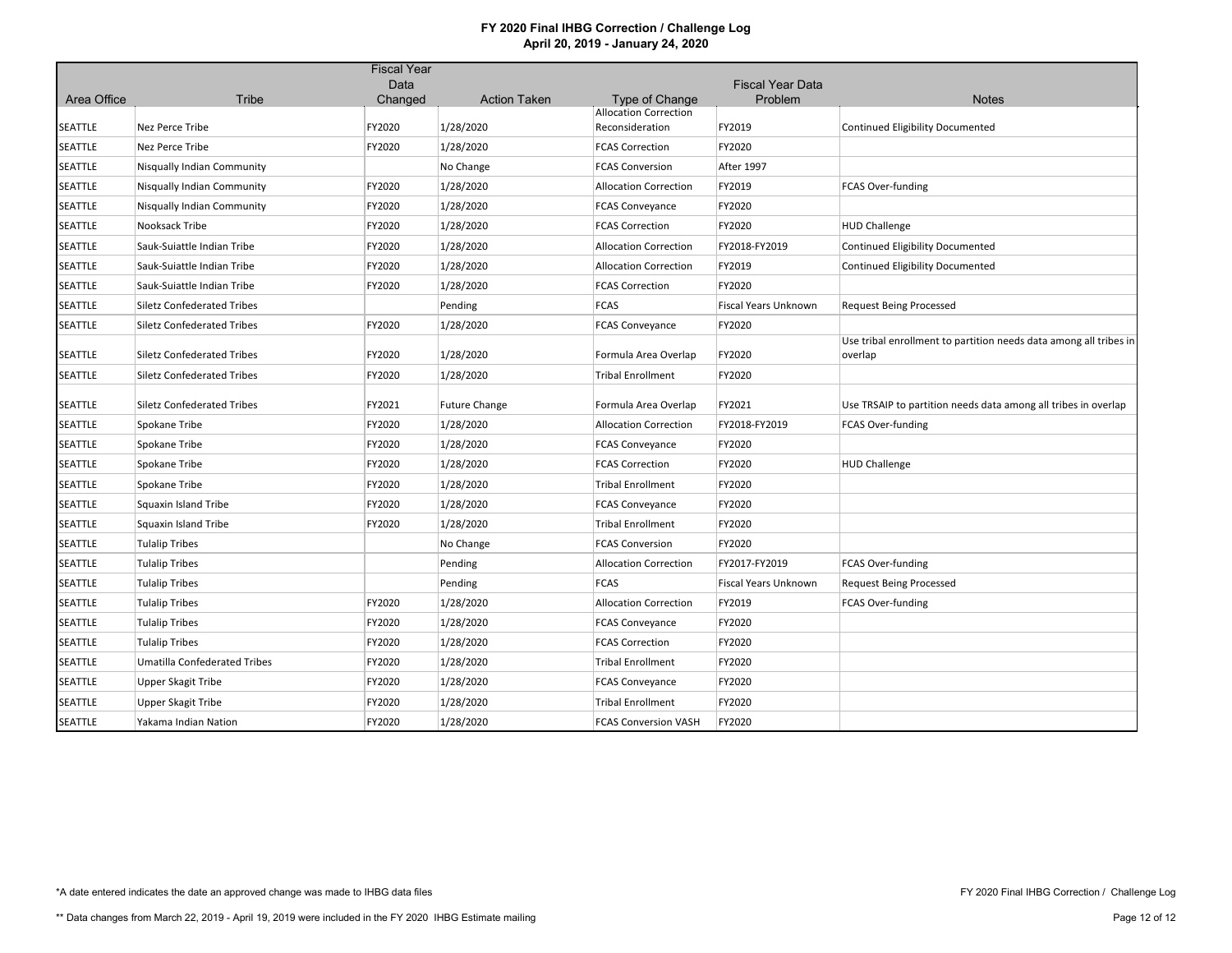# FY 2020 Final IHBG Correction / Challenge Log
## April 20, 2019 - January 24, 2020

| Area Office | Tribe | Fiscal Year Data Changed | Action Taken | Type of Change | Fiscal Year Data Problem | Notes |
|---|---|---|---|---|---|---|
| SEATTLE | Nez Perce Tribe | FY2020 | 1/28/2020 | Allocation Correction Reconsideration | FY2019 | Continued Eligibility Documented |
| SEATTLE | Nez Perce Tribe | FY2020 | 1/28/2020 | FCAS Correction | FY2020 | |
| SEATTLE | Nisqually Indian Community | | No Change | FCAS Conversion | After 1997 | |
| SEATTLE | Nisqually Indian Community | FY2020 | 1/28/2020 | Allocation Correction | FY2019 | FCAS Over-funding |
| SEATTLE | Nisqually Indian Community | FY2020 | 1/28/2020 | FCAS Conveyance | FY2020 | |
| SEATTLE | Nooksack Tribe | FY2020 | 1/28/2020 | FCAS Correction | FY2020 | HUD Challenge |
| SEATTLE | Sauk-Suiattle Indian Tribe | FY2020 | 1/28/2020 | Allocation Correction | FY2018-FY2019 | Continued Eligibility Documented |
| SEATTLE | Sauk-Suiattle Indian Tribe | FY2020 | 1/28/2020 | Allocation Correction | FY2019 | Continued Eligibility Documented |
| SEATTLE | Sauk-Suiattle Indian Tribe | FY2020 | 1/28/2020 | FCAS Correction | FY2020 | |
| SEATTLE | Siletz Confederated Tribes | | Pending | FCAS | Fiscal Years Unknown | Request Being Processed |
| SEATTLE | Siletz Confederated Tribes | FY2020 | 1/28/2020 | FCAS Conveyance | FY2020 | |
| SEATTLE | Siletz Confederated Tribes | FY2020 | 1/28/2020 | Formula Area Overlap | FY2020 | Use tribal enrollment to partition needs data among all tribes in overlap |
| SEATTLE | Siletz Confederated Tribes | FY2020 | 1/28/2020 | Tribal Enrollment | FY2020 | |
| SEATTLE | Siletz Confederated Tribes | FY2021 | Future Change | Formula Area Overlap | FY2021 | Use TRSAIP to partition needs data among all tribes in overlap |
| SEATTLE | Spokane Tribe | FY2020 | 1/28/2020 | Allocation Correction | FY2018-FY2019 | FCAS Over-funding |
| SEATTLE | Spokane Tribe | FY2020 | 1/28/2020 | FCAS Conveyance | FY2020 | |
| SEATTLE | Spokane Tribe | FY2020 | 1/28/2020 | FCAS Correction | FY2020 | HUD Challenge |
| SEATTLE | Spokane Tribe | FY2020 | 1/28/2020 | Tribal Enrollment | FY2020 | |
| SEATTLE | Squaxin Island Tribe | FY2020 | 1/28/2020 | FCAS Conveyance | FY2020 | |
| SEATTLE | Squaxin Island Tribe | FY2020 | 1/28/2020 | Tribal Enrollment | FY2020 | |
| SEATTLE | Tulalip Tribes | | No Change | FCAS Conversion | FY2020 | |
| SEATTLE | Tulalip Tribes | | Pending | Allocation Correction | FY2017-FY2019 | FCAS Over-funding |
| SEATTLE | Tulalip Tribes | | Pending | FCAS | Fiscal Years Unknown | Request Being Processed |
| SEATTLE | Tulalip Tribes | FY2020 | 1/28/2020 | Allocation Correction | FY2019 | FCAS Over-funding |
| SEATTLE | Tulalip Tribes | FY2020 | 1/28/2020 | FCAS Conveyance | FY2020 | |
| SEATTLE | Tulalip Tribes | FY2020 | 1/28/2020 | FCAS Correction | FY2020 | |
| SEATTLE | Umatilla Confederated Tribes | FY2020 | 1/28/2020 | Tribal Enrollment | FY2020 | |
| SEATTLE | Upper Skagit Tribe | FY2020 | 1/28/2020 | FCAS Conveyance | FY2020 | |
| SEATTLE | Upper Skagit Tribe | FY2020 | 1/28/2020 | Tribal Enrollment | FY2020 | |
| SEATTLE | Yakama Indian Nation | FY2020 | 1/28/2020 | FCAS Conversion VASH | FY2020 | |

*A date entered indicates the date an approved change was made to IHBG data files

** Data changes from March 22, 2019 - April 19, 2019 were included in the FY 2020 IHBG Estimate mailing